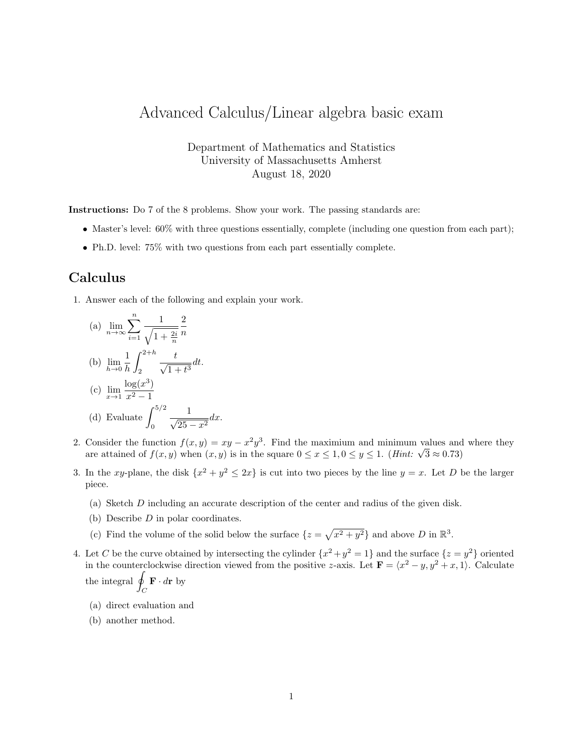# Advanced Calculus/Linear algebra basic exam

Department of Mathematics and Statistics
University of Massachusetts Amherst
August 18, 2020

**Instructions:** Do 7 of the 8 problems. Show your work. The passing standards are:

- Master's level: 60% with three questions essentially, complete (including one question from each part);
- Ph.D. level: 75% with two questions from each part essentially complete.

## Calculus

1. Answer each of the following and explain your work.

   (a) $\displaystyle\lim_{n\to\infty} \sum_{i=1}^{n} \frac{1}{\sqrt{1+\frac{2i}{n}}} \frac{2}{n}$

   (b) $\displaystyle\lim_{h\to 0} \frac{1}{h} \int_{2}^{2+h} \frac{t}{\sqrt{1+t^3}} dt.$

   (c) $\displaystyle\lim_{x\to 1} \frac{\log(x^3)}{x^2-1}$

   (d) Evaluate $\displaystyle\int_0^{5/2} \frac{1}{\sqrt{25-x^2}} dx.$

2. Consider the function $f(x,y) = xy - x^2y^3$. Find the maximium and minimum values and where they are attained of $f(x,y)$ when $(x,y)$ is in the square $0 \le x \le 1, 0 \le y \le 1$. (*Hint:* $\sqrt{3} \approx 0.73$)

3. In the $xy$-plane, the disk $\{x^2 + y^2 \le 2x\}$ is cut into two pieces by the line $y = x$. Let $D$ be the larger piece.

   (a) Sketch $D$ including an accurate description of the center and radius of the given disk.

   (b) Describe $D$ in polar coordinates.

   (c) Find the volume of the solid below the surface $\{z = \sqrt{x^2+y^2}\}$ and above $D$ in $\mathbb{R}^3$.

4. Let $C$ be the curve obtained by intersecting the cylinder $\{x^2+y^2 = 1\}$ and the surface $\{z = y^2\}$ oriented in the counterclockwise direction viewed from the positive $z$-axis. Let $\mathbf{F} = \langle x^2 - y, y^2 + x, 1\rangle$. Calculate the integral $\displaystyle\oint_C \mathbf{F} \cdot d\mathbf{r}$ by

   (a) direct evaluation and

   (b) another method.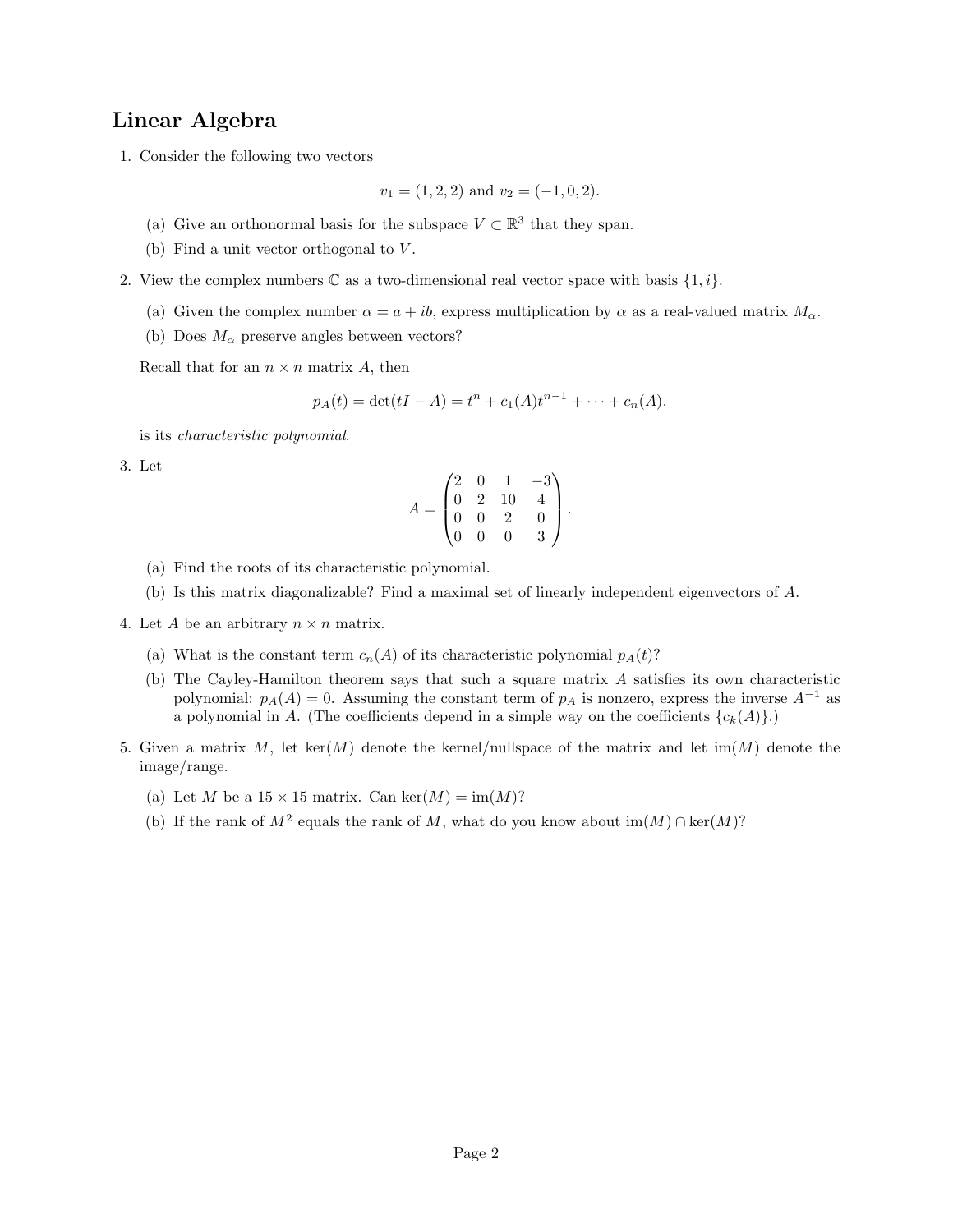# Linear Algebra

1. Consider the following two vectors

$$v_1 = (1, 2, 2) \text{ and } v_2 = (-1, 0, 2).$$

   (a) Give an orthonormal basis for the subspace $V \subset \mathbb{R}^3$ that they span.

   (b) Find a unit vector orthogonal to $V$.

2. View the complex numbers $\mathbb{C}$ as a two-dimensional real vector space with basis $\{1, i\}$.

   (a) Given the complex number $\alpha = a + ib$, express multiplication by $\alpha$ as a real-valued matrix $M_\alpha$.

   (b) Does $M_\alpha$ preserve angles between vectors?

   Recall that for an $n \times n$ matrix $A$, then

$$p_A(t) = \det(tI - A) = t^n + c_1(A)t^{n-1} + \cdots + c_n(A).$$

   is its *characteristic polynomial*.

3. Let

$$A = \begin{pmatrix} 2 & 0 & 1 & -3 \\ 0 & 2 & 10 & 4 \\ 0 & 0 & 2 & 0 \\ 0 & 0 & 0 & 3 \end{pmatrix}.$$

   (a) Find the roots of its characteristic polynomial.

   (b) Is this matrix diagonalizable? Find a maximal set of linearly independent eigenvectors of $A$.

4. Let $A$ be an arbitrary $n \times n$ matrix.

   (a) What is the constant term $c_n(A)$ of its characteristic polynomial $p_A(t)$?

   (b) The Cayley-Hamilton theorem says that such a square matrix $A$ satisfies its own characteristic polynomial: $p_A(A) = 0$. Assuming the constant term of $p_A$ is nonzero, express the inverse $A^{-1}$ as a polynomial in $A$. (The coefficients depend in a simple way on the coefficients $\{c_k(A)\}$.)

5. Given a matrix $M$, let $\ker(M)$ denote the kernel/nullspace of the matrix and let $\text{im}(M)$ denote the image/range.

   (a) Let $M$ be a $15 \times 15$ matrix. Can $\ker(M) = \text{im}(M)$?

   (b) If the rank of $M^2$ equals the rank of $M$, what do you know about $\text{im}(M) \cap \ker(M)$?